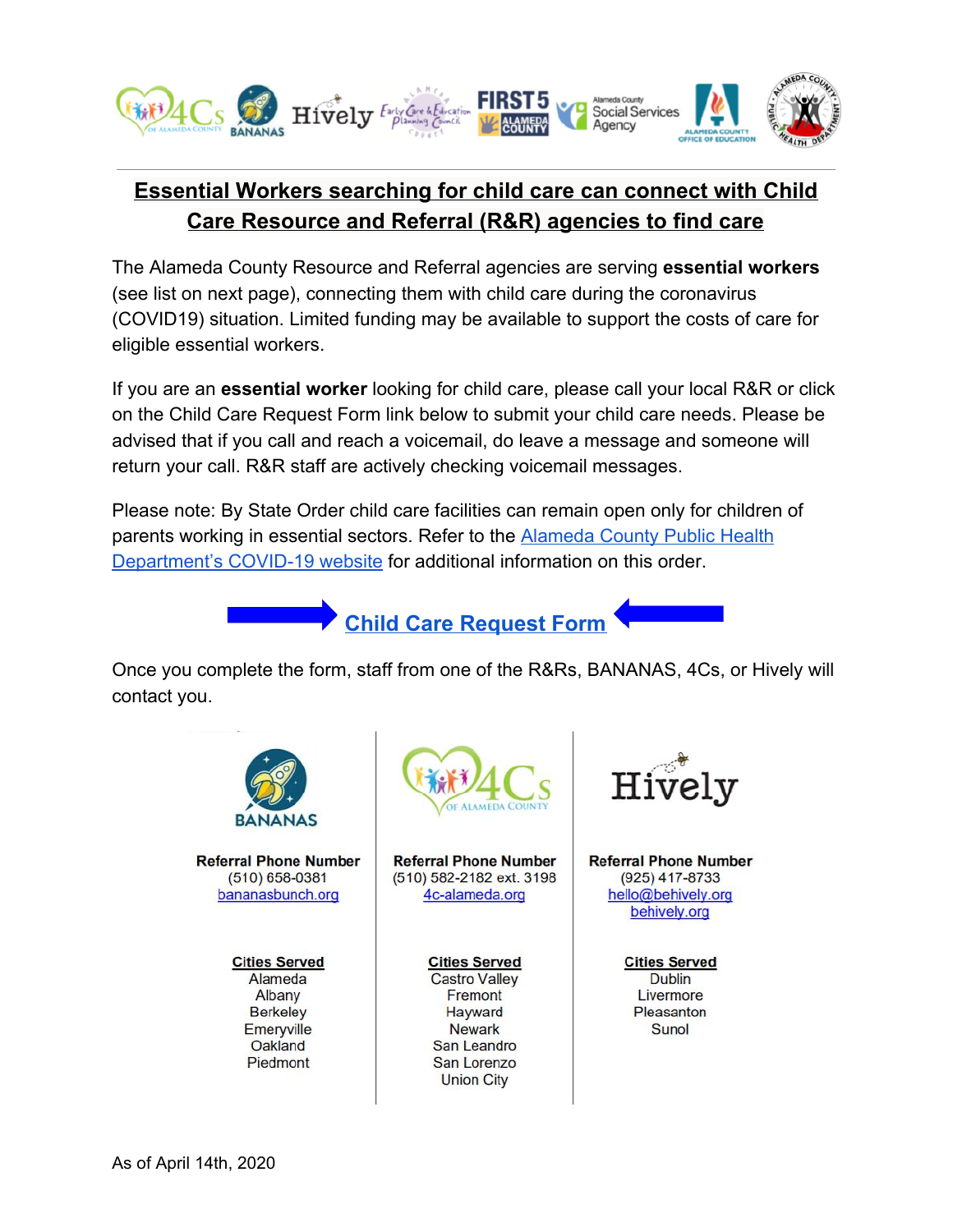## Essential Workers searching for child care can connect with Child Care Resource and Referral (R&R) agencies to find care

The Alameda County Resource and Referral agencies are serving **essential workers** (see list on next page), connecting them with child care during the coronavirus (COVID19) situation. Limited funding may be available to support the costs of care for eligible essential workers.

If you are an **essential worker** looking for child care, please call your local R&R or click on the Child Care Request Form link below to submit your child care needs. Please be advised that if you call and reach a voicemail, do leave a message and someone will return your call. R&R staff are actively checking voicemail messages.

Please note: By State Order child care facilities can remain open only for children of parents working in essential sectors. Refer to the Alameda County Public Health Department's COVID-19 website for additional information on this order.

**Child Care Request Form**

Once you complete the form, staff from one of the R&Rs, BANANAS, 4Cs, or Hively will contact you.

| BANANAS | 4Cs of Alameda County | Hively |
|---|---|---|
| **Referral Phone Number** | **Referral Phone Number** | **Referral Phone Number** |
| (510) 658-0381 | (510) 582-2182 ext. 3198 | (925) 417-8733 |
| bananasbunch.org | 4c-alameda.org | hello@behively.org |
| | | behively.org |
| **Cities Served** | **Cities Served** | **Cities Served** |
| Alameda | Castro Valley | Dublin |
| Albany | Fremont | Livermore |
| Berkeley | Hayward | Pleasanton |
| Emeryville | Newark | Sunol |
| Oakland | San Leandro | |
| Piedmont | San Lorenzo | |
| | Union City | |

As of April 14th, 2020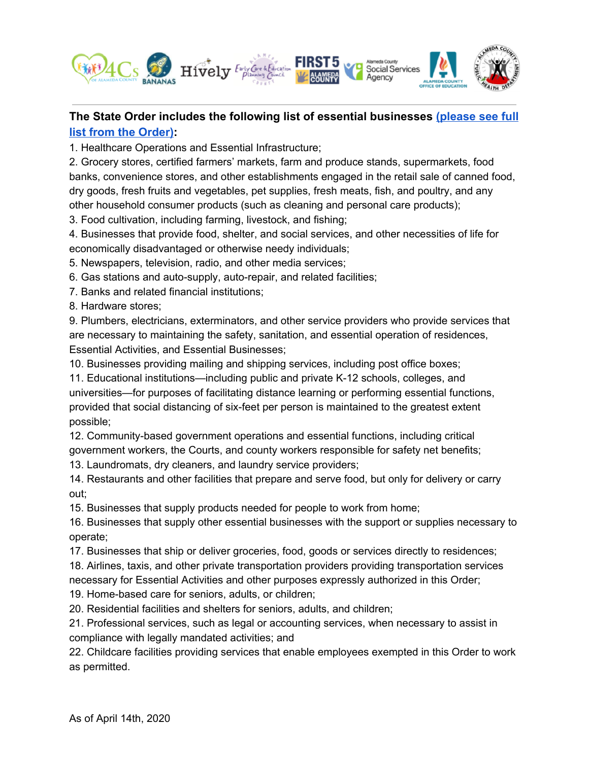**The State Order includes the following list of essential businesses (please see full list from the Order):**

1. Healthcare Operations and Essential Infrastructure;
2. Grocery stores, certified farmers' markets, farm and produce stands, supermarkets, food banks, convenience stores, and other establishments engaged in the retail sale of canned food, dry goods, fresh fruits and vegetables, pet supplies, fresh meats, fish, and poultry, and any other household consumer products (such as cleaning and personal care products);
3. Food cultivation, including farming, livestock, and fishing;
4. Businesses that provide food, shelter, and social services, and other necessities of life for economically disadvantaged or otherwise needy individuals;
5. Newspapers, television, radio, and other media services;
6. Gas stations and auto-supply, auto-repair, and related facilities;
7. Banks and related financial institutions;
8. Hardware stores;
9. Plumbers, electricians, exterminators, and other service providers who provide services that are necessary to maintaining the safety, sanitation, and essential operation of residences, Essential Activities, and Essential Businesses;
10. Businesses providing mailing and shipping services, including post office boxes;
11. Educational institutions—including public and private K-12 schools, colleges, and universities—for purposes of facilitating distance learning or performing essential functions, provided that social distancing of six-feet per person is maintained to the greatest extent possible;
12. Community-based government operations and essential functions, including critical government workers, the Courts, and county workers responsible for safety net benefits;
13. Laundromats, dry cleaners, and laundry service providers;
14. Restaurants and other facilities that prepare and serve food, but only for delivery or carry out;
15. Businesses that supply products needed for people to work from home;
16. Businesses that supply other essential businesses with the support or supplies necessary to operate;
17. Businesses that ship or deliver groceries, food, goods or services directly to residences;
18. Airlines, taxis, and other private transportation providers providing transportation services necessary for Essential Activities and other purposes expressly authorized in this Order;
19. Home-based care for seniors, adults, or children;
20. Residential facilities and shelters for seniors, adults, and children;
21. Professional services, such as legal or accounting services, when necessary to assist in compliance with legally mandated activities; and
22. Childcare facilities providing services that enable employees exempted in this Order to work as permitted.

As of April 14th, 2020